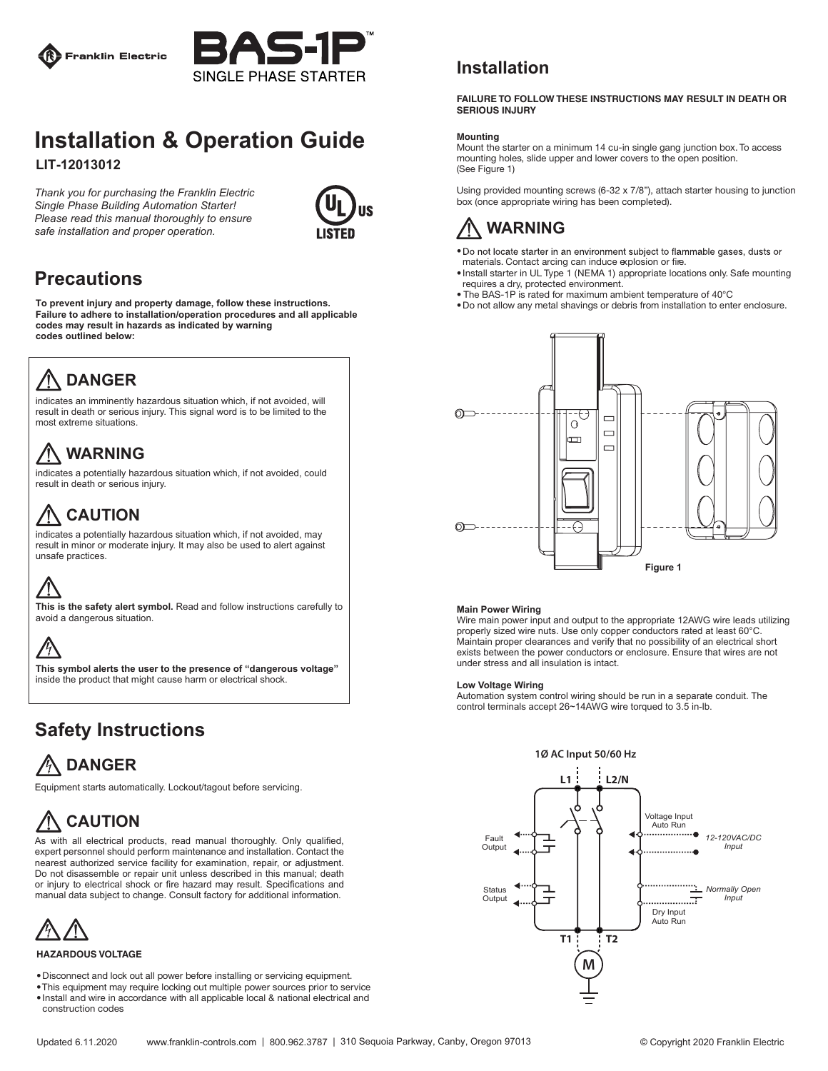Franklin Electric

# BAS-1P™

SINGLE PHASE STARTER

# Installation & Operation Guide

**LIT-12013012**

*Thank you for purchasing the Franklin Electric Single Phase Building Automation Starter! Please read this manual thoroughly to ensure safe installation and proper operation.*

UL US LISTED

## Precautions

**To prevent injury and property damage, follow these instructions. Failure to adhere to installation/operation procedures and all applicable codes may result in hazards as indicated by warning codes outlined below:**

### ⚠ DANGER

indicates an imminently hazardous situation which, if not avoided, will result in death or serious injury. This signal word is to be limited to the most extreme situations.

### ⚠ WARNING

indicates a potentially hazardous situation which, if not avoided, could result in death or serious injury.

### ⚠ CAUTION

indicates a potentially hazardous situation which, if not avoided, may result in minor or moderate injury. It may also be used to alert against unsafe practices.

⚠ **This is the safety alert symbol.** Read and follow instructions carefully to avoid a dangerous situation.

⚠ **This symbol alerts the user to the presence of "dangerous voltage"** inside the product that might cause harm or electrical shock.

## Safety Instructions

### ⚠ DANGER

Equipment starts automatically. Lockout/tagout before servicing.

### ⚠ CAUTION

As with all electrical products, read manual thoroughly. Only qualified, expert personnel should perform maintenance and installation. Contact the nearest authorized service facility for examination, repair, or adjustment. Do not disassemble or repair unit unless described in this manual; death or injury to electrical shock or fire hazard may result. Specifications and manual data subject to change. Consult factory for additional information.

**HAZARDOUS VOLTAGE**

- Disconnect and lock out all power before installing or servicing equipment.
- This equipment may require locking out multiple power sources prior to service
- Install and wire in accordance with all applicable local & national electrical and construction codes

## Installation

**FAILURE TO FOLLOW THESE INSTRUCTIONS MAY RESULT IN DEATH OR SERIOUS INJURY**

**Mounting**

Mount the starter on a minimum 14 cu-in single gang junction box. To access mounting holes, slide upper and lower covers to the open position. (See Figure 1)

Using provided mounting screws (6-32 x 7/8"), attach starter housing to junction box (once appropriate wiring has been completed).

### ⚠ WARNING

- Do not locate starter in an environment subject to flammable gases, dusts or materials. Contact arcing can induce explosion or fire.
- Install starter in UL Type 1 (NEMA 1) appropriate locations only. Safe mounting requires a dry, protected environment.
- The BAS-1P is rated for maximum ambient temperature of 40°C
- Do not allow any metal shavings or debris from installation to enter enclosure.

Figure 1

**Main Power Wiring**

Wire main power input and output to the appropriate 12AWG wire leads utilizing properly sized wire nuts. Use only copper conductors rated at least 60°C. Maintain proper clearances and verify that no possibility of an electrical short exists between the power conductors or enclosure. Ensure that wires are not under stress and all insulation is intact.

**Low Voltage Wiring**

Automation system control wiring should be run in a separate conduit. The control terminals accept 26~14AWG wire torqued to 3.5 in-lb.

1Ø AC Input 50/60 Hz

L1 L2/N

Fault Output

Status Output

Voltage Input Auto Run

*12-120VAC/DC Input*

*Normally Open Input*

Dry Input Auto Run

T1 T2

M

Updated 6.11.2020 www.franklin-controls.com | 800.962.3787 | 310 Sequoia Parkway, Canby, Oregon 97013 © Copyright 2020 Franklin Electric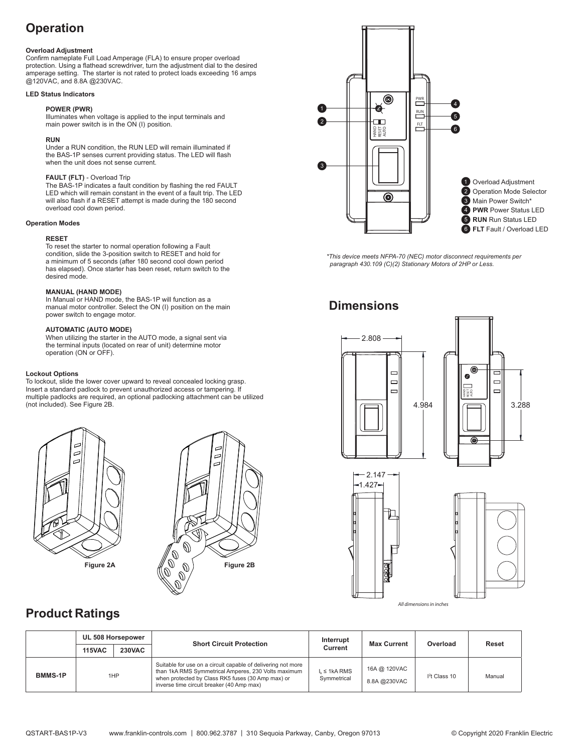# Operation

**Overload Adjustment**

Confirm nameplate Full Load Amperage (FLA) to ensure proper overload protection. Using a flathead screwdriver, turn the adjustment dial to the desired amperage setting. The starter is not rated to protect loads exceeding 16 amps @120VAC, and 8.8A @230VAC.

**LED Status Indicators**

**POWER (PWR)**

Illuminates when voltage is applied to the input terminals and main power switch is in the ON (I) position.

**RUN**

Under a RUN condition, the RUN LED will remain illuminated if the BAS-1P senses current providing status. The LED will flash when the unit does not sense current.

**FAULT (FLT)** - Overload Trip

The BAS-1P indicates a fault condition by flashing the red FAULT LED which will remain constant in the event of a fault trip. The LED will also flash if a RESET attempt is made during the 180 second overload cool down period.

**Operation Modes**

**RESET**

To reset the starter to normal operation following a Fault condition, slide the 3-position switch to RESET and hold for a minimum of 5 seconds (after 180 second cool down period has elapsed). Once starter has been reset, return switch to the desired mode.

**MANUAL (HAND MODE)**

In Manual or HAND mode, the BAS-1P will function as a manual motor controller. Select the ON (I) position on the main power switch to engage motor.

**AUTOMATIC (AUTO MODE)**

When utilizing the starter in the AUTO mode, a signal sent via the terminal inputs (located on rear of unit) determine motor operation (ON or OFF).

**Lockout Options**

To lockout, slide the lower cover upward to reveal concealed locking grasp. Insert a standard padlock to prevent unauthorized access or tampering. If multiple padlocks are required, an optional padlocking attachment can be utilized (not included). See Figure 2B.

Figure 2A

Figure 2B

PWR
RUN
FLT
HAND
RESET
AUTO

1 Overload Adjustment
2 Operation Mode Selector
3 Main Power Switch*
4 **PWR** Power Status LED
5 **RUN** Run Status LED
6 **FLT** Fault / Overload LED

*\*This device meets NFPA-70 (NEC) motor disconnect requirements per paragraph 430.109 (C)(2) Stationary Motors of 2HP or Less.*

# Dimensions

2.808
4.984
3.288
2.147
1.427

*All dimensions in inches*

# Product Ratings

| | UL 508 Horsepower | | Short Circuit Protection | Interrupt Current | Max Current | Overload | Reset |
|---|---|---|---|---|---|---|---|
| | 115VAC | 230VAC | | | | | |
| BMMS-1P | 1HP | | Suitable for use on a circuit capable of delivering not more than 1kA RMS Symmetrical Amperes, 230 Volts maximum when protected by Class RK5 fuses (30 Amp max) or inverse time circuit breaker (40 Amp max) | $I_k \leq$ 1kA RMS Symmetrical | 16A @ 120VAC<br>8.8A @230VAC | $I^2t$ Class 10 | Manual |

QSTART-BAS1P-V3 www.franklin-controls.com | 800.962.3787 | 310 Sequoia Parkway, Canby, Oregon 97013 © Copyright 2020 Franklin Electric